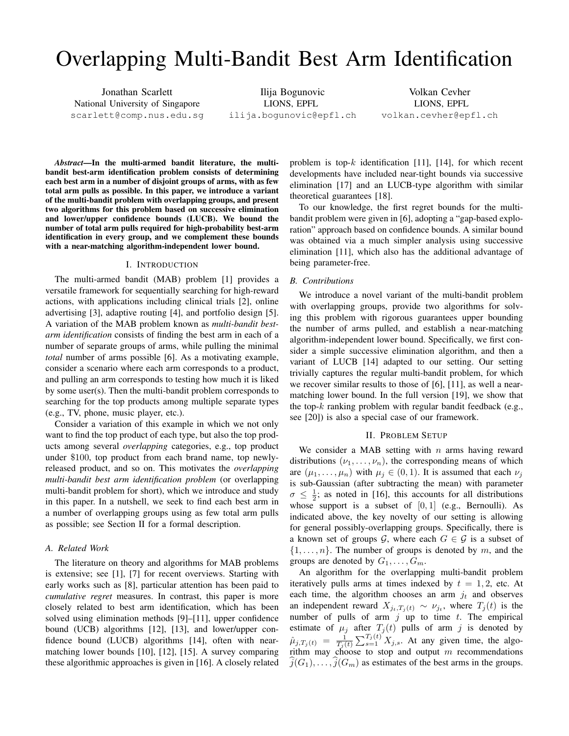# Overlapping Multi-Bandit Best Arm Identification

Jonathan Scarlett
National University of Singapore
scarlett@comp.nus.edu.sg

Ilija Bogunovic
LIONS, EPFL
ilija.bogunovic@epfl.ch

Volkan Cevher
LIONS, EPFL
volkan.cevher@epfl.ch

***Abstract*—In the multi-armed bandit literature, the multi-bandit best-arm identification problem consists of determining each best arm in a number of disjoint groups of arms, with as few total arm pulls as possible. In this paper, we introduce a variant of the multi-bandit problem with overlapping groups, and present two algorithms for this problem based on successive elimination and lower/upper confidence bounds (LUCB). We bound the number of total arm pulls required for high-probability best-arm identification in every group, and we complement these bounds with a near-matching algorithm-independent lower bound.**

## I. Introduction

The multi-armed bandit (MAB) problem [1] provides a versatile framework for sequentially searching for high-reward actions, with applications including clinical trials [2], online advertising [3], adaptive routing [4], and portfolio design [5]. A variation of the MAB problem known as *multi-bandit best-arm identification* consists of finding the best arm in each of a number of separate groups of arms, while pulling the minimal *total* number of arms possible [6]. As a motivating example, consider a scenario where each arm corresponds to a product, and pulling an arm corresponds to testing how much it is liked by some user(s). Then the multi-bandit problem corresponds to searching for the top products among multiple separate types (e.g., TV, phone, music player, etc.).

Consider a variation of this example in which we not only want to find the top product of each type, but also the top products among several *overlapping* categories, e.g., top product under $100, top product from each brand name, top newly-released product, and so on. This motivates the *overlapping multi-bandit best arm identification problem* (or overlapping multi-bandit problem for short), which we introduce and study in this paper. In a nutshell, we seek to find each best arm in a number of overlapping groups using as few total arm pulls as possible; see Section II for a formal description.

### A. Related Work

The literature on theory and algorithms for MAB problems is extensive; see [1], [7] for recent overviews. Starting with early works such as [8], particular attention has been paid to *cumulative regret* measures. In contrast, this paper is more closely related to best arm identification, which has been solved using elimination methods [9]–[11], upper confidence bound (UCB) algorithms [12], [13], and lower/upper confidence bound (LUCB) algorithms [14], often with near-matching lower bounds [10], [12], [15]. A survey comparing these algorithmic approaches is given in [16]. A closely related problem is top-$k$ identification [11], [14], for which recent developments have included near-tight bounds via successive elimination [17] and an LUCB-type algorithm with similar theoretical guarantees [18].

To our knowledge, the first regret bounds for the multi-bandit problem were given in [6], adopting a "gap-based exploration" approach based on confidence bounds. A similar bound was obtained via a much simpler analysis using successive elimination [11], which also has the additional advantage of being parameter-free.

### B. Contributions

We introduce a novel variant of the multi-bandit problem with overlapping groups, provide two algorithms for solving this problem with rigorous guarantees upper bounding the number of arms pulled, and establish a near-matching algorithm-independent lower bound. Specifically, we first consider a simple successive elimination algorithm, and then a variant of LUCB [14] adapted to our setting. Our setting trivially captures the regular multi-bandit problem, for which we recover similar results to those of [6], [11], as well a near-matching lower bound. In the full version [19], we show that the top-$k$ ranking problem with regular bandit feedback (e.g., see [20]) is also a special case of our framework.

## II. Problem Setup

We consider a MAB setting with $n$ arms having reward distributions $(\nu_1, \dots, \nu_n)$, the corresponding means of which are $(\mu_1, \dots, \mu_n)$ with $\mu_j \in (0, 1)$. It is assumed that each $\nu_j$ is sub-Gaussian (after subtracting the mean) with parameter $\sigma \le \frac{1}{2}$; as noted in [16], this accounts for all distributions whose support is a subset of $[0, 1]$ (e.g., Bernoulli). As indicated above, the key novelty of our setting is allowing for general possibly-overlapping groups. Specifically, there is a known set of groups $\mathcal{G}$, where each $G \in \mathcal{G}$ is a subset of $\{1, \dots, n\}$. The number of groups is denoted by $m$, and the groups are denoted by $G_1, \dots, G_m$.

An algorithm for the overlapping multi-bandit problem iteratively pulls arms at times indexed by $t = 1, 2$, etc. At each time, the algorithm chooses an arm $j_t$ and observes an independent reward $X_{j_t, T_j(t)} \sim \nu_{j_t}$, where $T_j(t)$ is the number of pulls of arm $j$ up to time $t$. The empirical estimate of $\mu_j$ after $T_j(t)$ pulls of arm $j$ is denoted by $\hat{\mu}_{j,T_j(t)} = \frac{1}{T_j(t)} \sum_{s=1}^{T_j(t)} X_{j,s}$. At any given time, the algorithm may choose to stop and output $m$ recommendations $\widehat{j}(G_1), \dots, \widehat{j}(G_m)$ as estimates of the best arms in the groups.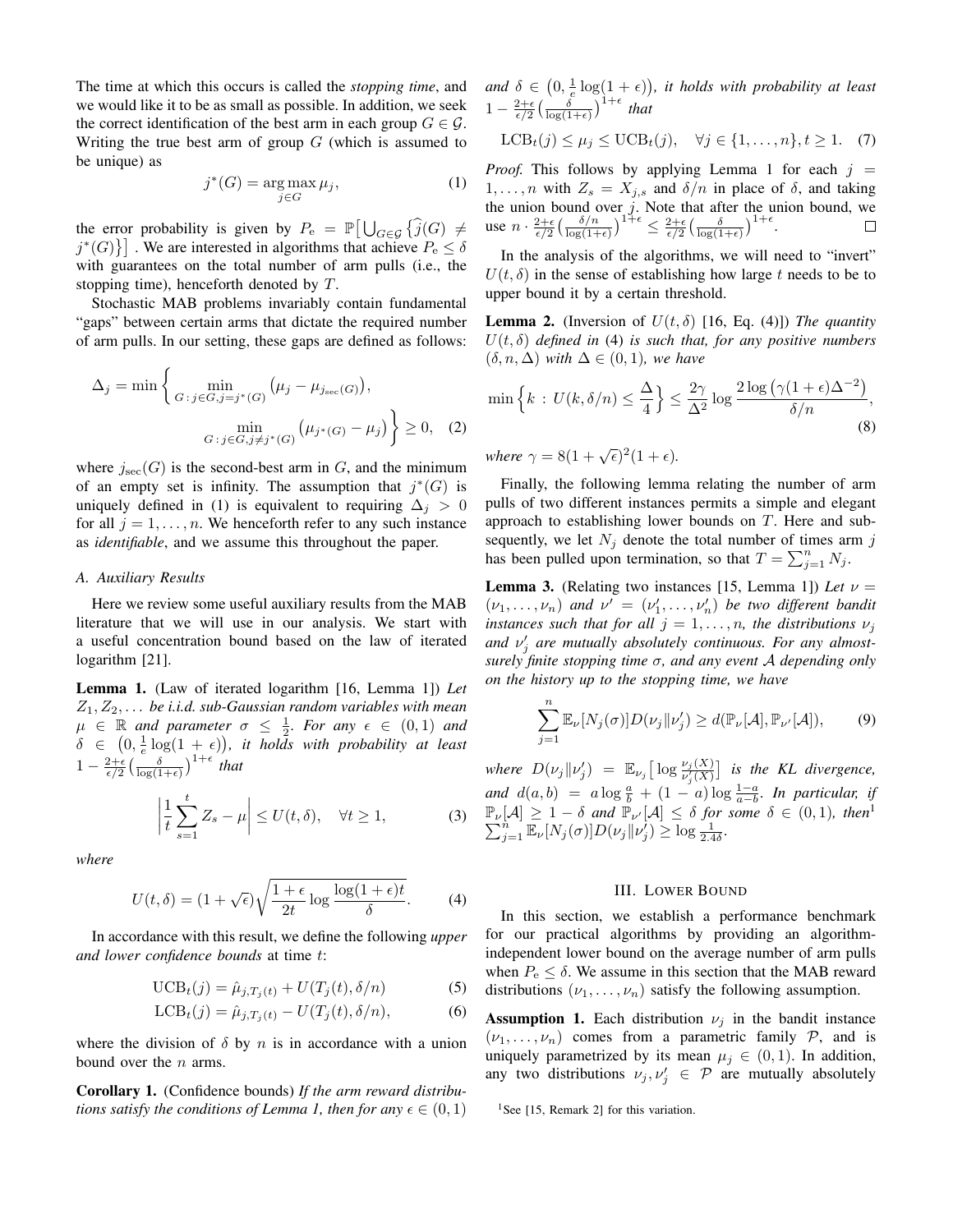The time at which this occurs is called the *stopping time*, and we would like it to be as small as possible. In addition, we seek the correct identification of the best arm in each group $G \in \mathcal{G}$. Writing the true best arm of group $G$ (which is assumed to be unique) as

$$j^*(G) = \arg\max_{j \in G} \mu_j, \tag{1}$$

the error probability is given by $P_{\rm e} = \mathbb{P}\big[\bigcup_{G\in\mathcal{G}} \{\widehat{j}(G) \neq j^*(G)\}\big]$. We are interested in algorithms that achieve $P_{\rm e} \le \delta$ with guarantees on the total number of arm pulls (i.e., the stopping time), henceforth denoted by $T$.

Stochastic MAB problems invariably contain fundamental "gaps" between certain arms that dictate the required number of arm pulls. In our setting, these gaps are defined as follows:

$$\Delta_j = \min\bigg\{ \min_{G\,:\, j\in G, j=j^*(G)} \big(\mu_j - \mu_{j_{\rm sec}(G)}\big), \min_{G\,:\, j\in G, j\neq j^*(G)} \big(\mu_{j^*(G)} - \mu_j\big)\bigg\} \ge 0, \tag{2}$$

where $j_{\rm sec}(G)$ is the second-best arm in $G$, and the minimum of an empty set is infinity. The assumption that $j^*(G)$ is uniquely defined in (1) is equivalent to requiring $\Delta_j > 0$ for all $j = 1,\dots,n$. We henceforth refer to any such instance as *identifiable*, and we assume this throughout the paper.

### A. Auxiliary Results

Here we review some useful auxiliary results from the MAB literature that we will use in our analysis. We start with a useful concentration bound based on the law of iterated logarithm [21].

**Lemma 1.** (Law of iterated logarithm [16, Lemma 1]) *Let $Z_1, Z_2, \dots$ be i.i.d. sub-Gaussian random variables with mean $\mu \in \mathbb{R}$ and parameter $\sigma \le \frac{1}{2}$. For any $\epsilon \in (0,1)$ and $\delta \in \big(0, \frac{1}{e}\log(1+\epsilon)\big)$, it holds with probability at least $1 - \frac{2+\epsilon}{\epsilon/2}\big(\frac{\delta}{\log(1+\epsilon)}\big)^{1+\epsilon}$ that*

$$\bigg|\frac{1}{t}\sum_{s=1}^t Z_s - \mu\bigg| \le U(t,\delta), \quad \forall t \ge 1, \tag{3}$$

*where*

$$U(t,\delta) = (1+\sqrt{\epsilon})\sqrt{\frac{1+\epsilon}{2t}\log\frac{\log(1+\epsilon)t}{\delta}}. \tag{4}$$

In accordance with this result, we define the following *upper and lower confidence bounds* at time $t$:

$$\mathrm{UCB}_t(j) = \hat{\mu}_{j,T_j(t)} + U(T_j(t), \delta/n) \tag{5}$$

$$\mathrm{LCB}_t(j) = \hat{\mu}_{j,T_j(t)} - U(T_j(t), \delta/n), \tag{6}$$

where the division of $\delta$ by $n$ is in accordance with a union bound over the $n$ arms.

**Corollary 1.** (Confidence bounds) *If the arm reward distributions satisfy the conditions of Lemma 1, then for any $\epsilon \in (0,1)$ and $\delta \in \big(0, \frac{1}{e}\log(1+\epsilon)\big)$, it holds with probability at least $1 - \frac{2+\epsilon}{\epsilon/2}\big(\frac{\delta}{\log(1+\epsilon)}\big)^{1+\epsilon}$ that*

$$\mathrm{LCB}_t(j) \le \mu_j \le \mathrm{UCB}_t(j), \quad \forall j \in \{1,\dots,n\}, t \ge 1. \tag{7}$$

*Proof.* This follows by applying Lemma 1 for each $j = 1,\dots,n$ with $Z_s = X_{j,s}$ and $\delta/n$ in place of $\delta$, and taking the union bound over $j$. Note that after the union bound, we use $n \cdot \frac{2+\epsilon}{\epsilon/2}\big(\frac{\delta/n}{\log(1+\epsilon)}\big)^{1+\epsilon} \le \frac{2+\epsilon}{\epsilon/2}\big(\frac{\delta}{\log(1+\epsilon)}\big)^{1+\epsilon}$. □

In the analysis of the algorithms, we will need to "invert" $U(t,\delta)$ in the sense of establishing how large $t$ needs to be to upper bound it by a certain threshold.

**Lemma 2.** (Inversion of $U(t,\delta)$ [16, Eq. (4)]) *The quantity $U(t,\delta)$ defined in (4) is such that, for any positive numbers $(\delta, n, \Delta)$ with $\Delta \in (0,1)$, we have*

$$\min\Big\{k \,:\, U(k,\delta/n) \le \frac{\Delta}{4}\Big\} \le \frac{2\gamma}{\Delta^2}\log\frac{2\log\big(\gamma(1+\epsilon)\Delta^{-2}\big)}{\delta/n}, \tag{8}$$

*where $\gamma = 8(1+\sqrt{\epsilon})^2(1+\epsilon)$.*

Finally, the following lemma relating the number of arm pulls of two different instances permits a simple and elegant approach to establishing lower bounds on $T$. Here and subsequently, we let $N_j$ denote the total number of times arm $j$ has been pulled upon termination, so that $T = \sum_{j=1}^n N_j$.

**Lemma 3.** (Relating two instances [15, Lemma 1]) *Let $\nu = (\nu_1,\dots,\nu_n)$ and $\nu' = (\nu'_1,\dots,\nu'_n)$ be two different bandit instances such that for all $j = 1,\dots,n$, the distributions $\nu_j$ and $\nu'_j$ are mutually absolutely continuous. For any almost-surely finite stopping time $\sigma$, and any event $\mathcal{A}$ depending only on the history up to the stopping time, we have*

$$\sum_{j=1}^n \mathbb{E}_\nu[N_j(\sigma)] D(\nu_j \| \nu'_j) \ge d(\mathbb{P}_\nu[\mathcal{A}], \mathbb{P}_{\nu'}[\mathcal{A}]), \tag{9}$$

*where $D(\nu_j\|\nu'_j) = \mathbb{E}_{\nu_j}\big[\log\frac{\nu_j(X)}{\nu'_j(X)}\big]$ is the KL divergence, and $d(a,b) = a\log\frac{a}{b} + (1-a)\log\frac{1-a}{a-b}$. In particular, if $\mathbb{P}_\nu[\mathcal{A}] \ge 1-\delta$ and $\mathbb{P}_{\nu'}[\mathcal{A}] \le \delta$ for some $\delta \in (0,1)$, then*[1] *$\sum_{j=1}^n \mathbb{E}_\nu[N_j(\sigma)] D(\nu_j\|\nu'_j) \ge \log\frac{1}{2.4\delta}$.*

## III. Lower Bound

In this section, we establish a performance benchmark for our practical algorithms by providing an algorithm-independent lower bound on the average number of arm pulls when $P_{\rm e} \le \delta$. We assume in this section that the MAB reward distributions $(\nu_1,\dots,\nu_n)$ satisfy the following assumption.

**Assumption 1.** Each distribution $\nu_j$ in the bandit instance $(\nu_1,\dots,\nu_n)$ comes from a parametric family $\mathcal{P}$, and is uniquely parametrized by its mean $\mu_j \in (0,1)$. In addition, any two distributions $\nu_j, \nu'_j \in \mathcal{P}$ are mutually absolutely

[1] See [15, Remark 2] for this variation.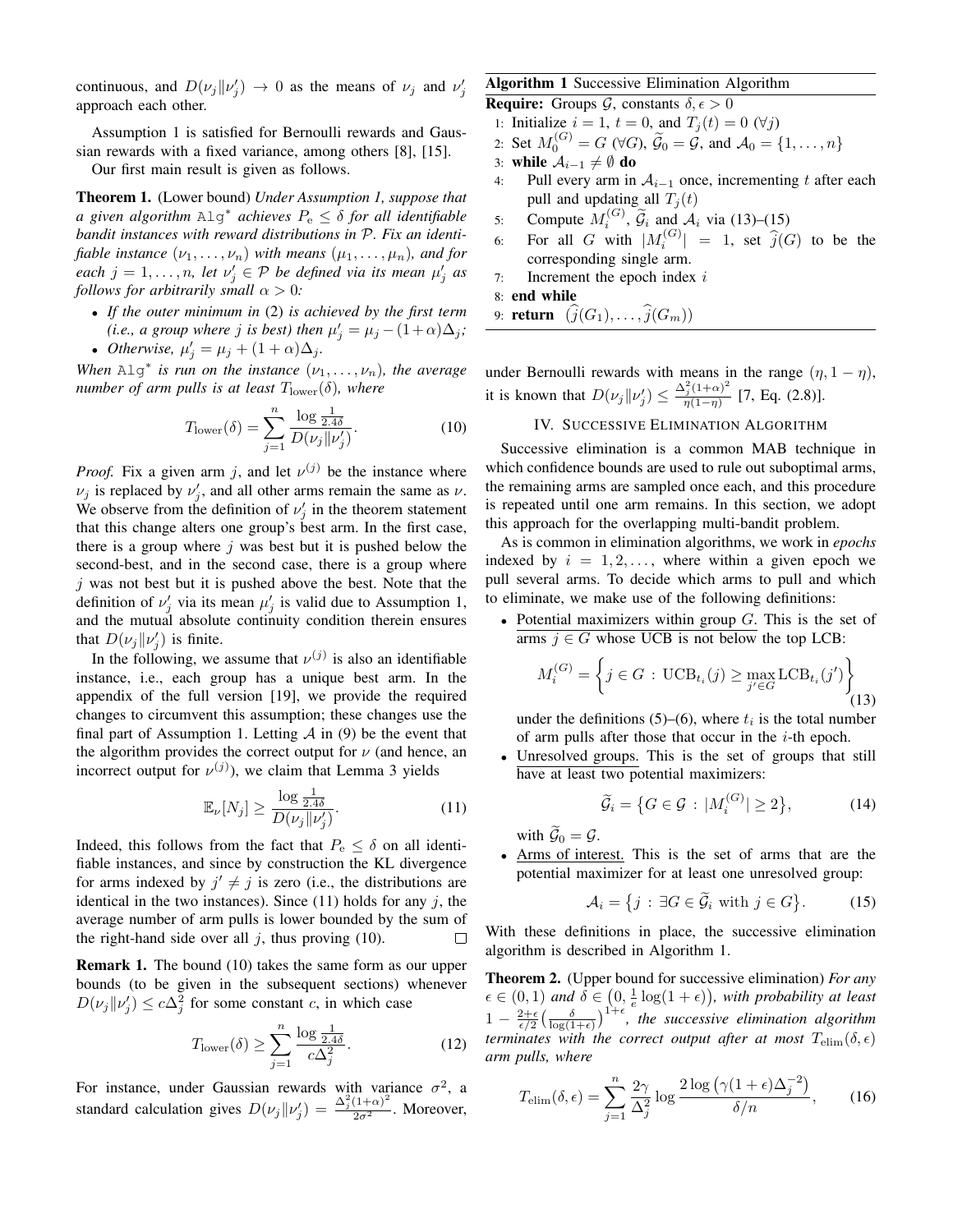continuous, and $D(\nu_j \| \nu'_j) \to 0$ as the means of $\nu_j$ and $\nu'_j$ approach each other.

Assumption 1 is satisfied for Bernoulli rewards and Gaussian rewards with a fixed variance, among others [8], [15].

Our first main result is given as follows.

**Theorem 1.** (Lower bound) *Under Assumption 1, suppose that a given algorithm* $\texttt{Alg}^*$ *achieves* $P_{\rm e} \le \delta$ *for all identifiable bandit instances with reward distributions in* $\mathcal{P}$*. Fix an identifiable instance* $(\nu_1, \dots, \nu_n)$ *with means* $(\mu_1, \dots, \mu_n)$*, and for each* $j = 1, \dots, n$*, let* $\nu'_j \in \mathcal{P}$ *be defined via its mean* $\mu'_j$ *as follows for arbitrarily small* $\alpha > 0$*:*

- *If the outer minimum in* (2) *is achieved by the first term (i.e., a group where* $j$ *is best) then* $\mu'_j = \mu_j - (1+\alpha)\Delta_j$*;*
- *Otherwise,* $\mu'_j = \mu_j + (1+\alpha)\Delta_j$*.*

*When* $\texttt{Alg}^*$ *is run on the instance* $(\nu_1, \dots, \nu_n)$*, the average number of arm pulls is at least* $T_{\rm lower}(\delta)$*, where*

$$T_{\rm lower}(\delta) = \sum_{j=1}^{n} \frac{\log \frac{1}{2.4\delta}}{D(\nu_j \| \nu'_j)}. \tag{10}$$

*Proof.* Fix a given arm $j$, and let $\nu^{(j)}$ be the instance where $\nu_j$ is replaced by $\nu'_j$, and all other arms remain the same as $\nu$. We observe from the definition of $\nu'_j$ in the theorem statement that this change alters one group's best arm. In the first case, there is a group where $j$ was best but it is pushed below the second-best, and in the second case, there is a group where $j$ was not best but it is pushed above the best. Note that the definition of $\nu'_j$ via its mean $\mu'_j$ is valid due to Assumption 1, and the mutual absolute continuity condition therein ensures that $D(\nu_j \| \nu'_j)$ is finite.

In the following, we assume that $\nu^{(j)}$ is also an identifiable instance, i.e., each group has a unique best arm. In the appendix of the full version [19], we provide the required changes to circumvent this assumption; these changes use the final part of Assumption 1. Letting $\mathcal{A}$ in (9) be the event that the algorithm provides the correct output for $\nu$ (and hence, an incorrect output for $\nu^{(j)}$), we claim that Lemma 3 yields

$$\mathbb{E}_\nu[N_j] \ge \frac{\log \frac{1}{2.4\delta}}{D(\nu_j \| \nu'_j)}. \tag{11}$$

Indeed, this follows from the fact that $P_{\rm e} \le \delta$ on all identifiable instances, and since by construction the KL divergence for arms indexed by $j' \ne j$ is zero (i.e., the distributions are identical in the two instances). Since (11) holds for any $j$, the average number of arm pulls is lower bounded by the sum of the right-hand side over all $j$, thus proving (10). $\square$

**Remark 1.** The bound (10) takes the same form as our upper bounds (to be given in the subsequent sections) whenever $D(\nu_j \| \nu'_j) \le c\Delta_j^2$ for some constant $c$, in which case

$$T_{\rm lower}(\delta) \ge \sum_{j=1}^{n} \frac{\log \frac{1}{2.4\delta}}{c\Delta_j^2}. \tag{12}$$

For instance, under Gaussian rewards with variance $\sigma^2$, a standard calculation gives $D(\nu_j \| \nu'_j) = \frac{\Delta_j^2 (1+\alpha)^2}{2\sigma^2}$. Moreover, under Bernoulli rewards with means in the range $(\eta, 1-\eta)$, it is known that $D(\nu_j \| \nu'_j) \le \frac{\Delta_j^2 (1+\alpha)^2}{\eta(1-\eta)}$ [7, Eq. (2.8)].

## IV. Successive Elimination Algorithm

Successive elimination is a common MAB technique in which confidence bounds are used to rule out suboptimal arms, the remaining arms are sampled once each, and this procedure is repeated until one arm remains. In this section, we adopt this approach for the overlapping multi-bandit problem.

As is common in elimination algorithms, we work in *epochs* indexed by $i = 1, 2, \dots$, where within a given epoch we pull several arms. To decide which arms to pull and which to eliminate, we make use of the following definitions:

- Potential maximizers within group $G$. This is the set of arms $j \in G$ whose UCB is not below the top LCB:
$$M_i^{(G)} = \left\{ j \in G \,:\, {\rm UCB}_{t_i}(j) \ge \max_{j' \in G} {\rm LCB}_{t_i}(j') \right\} \tag{13}$$
under the definitions (5)–(6), where $t_i$ is the total number of arm pulls after those that occur in the $i$-th epoch.
- Unresolved groups. This is the set of groups that still have at least two potential maximizers:
$$\widetilde{\mathcal{G}}_i = \big\{ G \in \mathcal{G} \,:\, |M_i^{(G)}| \ge 2 \big\}, \tag{14}$$
with $\widetilde{\mathcal{G}}_0 = \mathcal{G}$.
- Arms of interest. This is the set of arms that are the potential maximizer for at least one unresolved group:
$$\mathcal{A}_i = \big\{ j \,:\, \exists G \in \widetilde{\mathcal{G}}_i \text{ with } j \in G \big\}. \tag{15}$$

With these definitions in place, the successive elimination algorithm is described in Algorithm 1.

**Algorithm 1** Successive Elimination Algorithm

**Require:** Groups $\mathcal{G}$, constants $\delta, \epsilon > 0$

1. Initialize $i = 1$, $t = 0$, and $T_j(t) = 0$ $(\forall j)$
2. Set $M_0^{(G)} = G$ $(\forall G)$, $\widetilde{\mathcal{G}}_0 = \mathcal{G}$, and $\mathcal{A}_0 = \{1, \dots, n\}$
3. **while** $\mathcal{A}_{i-1} \ne \emptyset$ **do**
4. Pull every arm in $\mathcal{A}_{i-1}$ once, incrementing $t$ after each pull and updating all $T_j(t)$
5. Compute $M_i^{(G)}$, $\widetilde{\mathcal{G}}_i$ and $\mathcal{A}_i$ via (13)–(15)
6. For all $G$ with $|M_i^{(G)}| = 1$, set $\widehat{j}(G)$ to be the corresponding single arm.
7. Increment the epoch index $i$
8. **end while**
9. **return** $(\widehat{j}(G_1), \dots, \widehat{j}(G_m))$

**Theorem 2.** (Upper bound for successive elimination) *For any* $\epsilon \in (0,1)$ *and* $\delta \in \big(0, \frac{1}{e}\log(1+\epsilon)\big)$*, with probability at least* $1 - \frac{2+\epsilon}{\epsilon/2}\big(\frac{\delta}{\log(1+\epsilon)}\big)^{1+\epsilon}$*, the successive elimination algorithm terminates with the correct output after at most* $T_{\rm elim}(\delta, \epsilon)$ *arm pulls, where*

$$T_{\rm elim}(\delta, \epsilon) = \sum_{j=1}^{n} \frac{2\gamma}{\Delta_j^2} \log \frac{2 \log\big(\gamma(1+\epsilon)\Delta_j^{-2}\big)}{\delta/n}, \tag{16}$$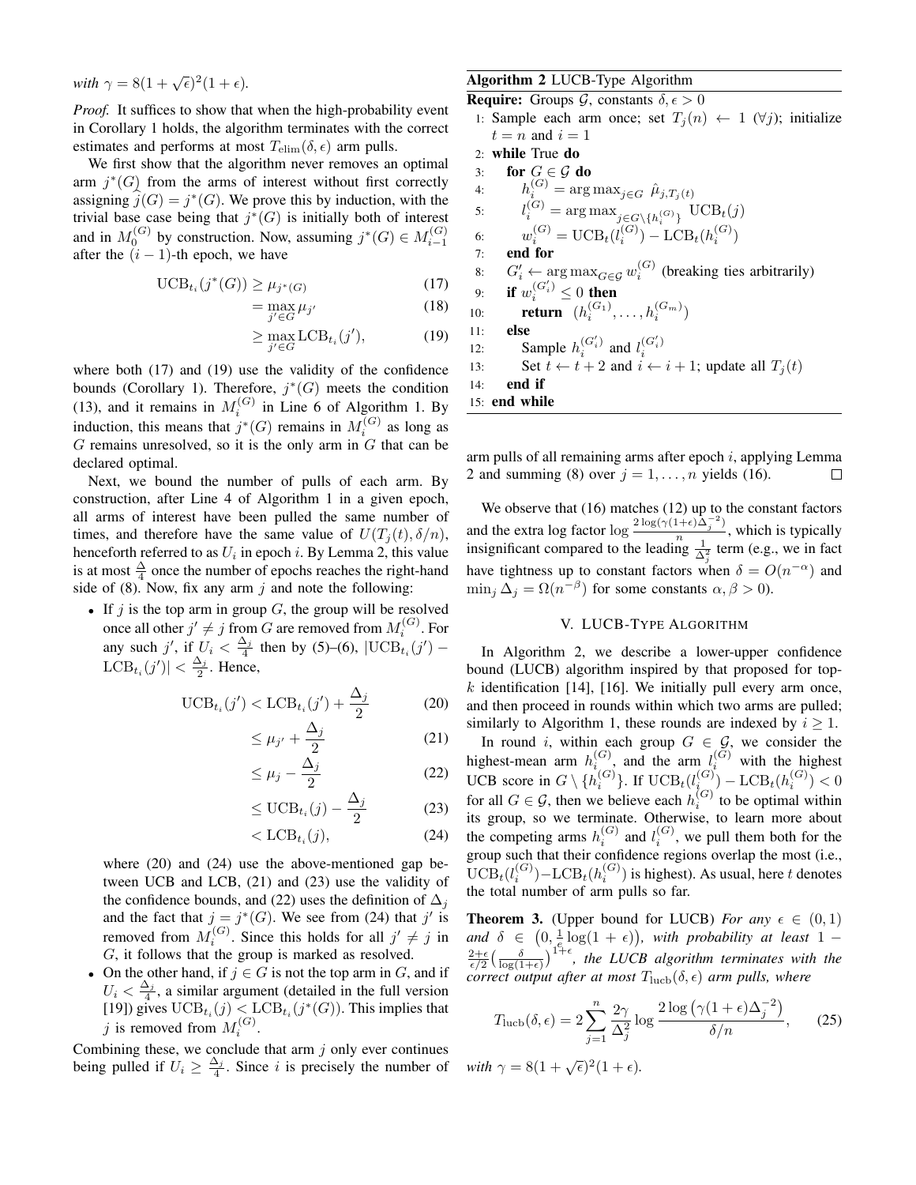with $\gamma = 8(1+\sqrt{\epsilon})^2(1+\epsilon)$.

*Proof.* It suffices to show that when the high-probability event in Corollary 1 holds, the algorithm terminates with the correct estimates and performs at most $T_{\rm elim}(\delta,\epsilon)$ arm pulls.

We first show that the algorithm never removes an optimal arm $j^*(G)$ from the arms of interest without first correctly assigning $\widehat{j}(G) = j^*(G)$. We prove this by induction, with the trivial base case being that $j^*(G)$ is initially both of interest and in $M_0^{(G)}$ by construction. Now, assuming $j^*(G) \in M_{i-1}^{(G)}$ after the $(i-1)$-th epoch, we have

$$\mathrm{UCB}_{t_i}(j^*(G)) \geq \mu_{j^*(G)} \tag{17}$$

$$= \max_{j' \in G} \mu_{j'} \tag{18}$$

$$\geq \max_{j' \in G} \mathrm{LCB}_{t_i}(j'), \tag{19}$$

where both (17) and (19) use the validity of the confidence bounds (Corollary 1). Therefore, $j^*(G)$ meets the condition (13), and it remains in $M_i^{(G)}$ in Line 6 of Algorithm 1. By induction, this means that $j^*(G)$ remains in $M_i^{(G)}$ as long as $G$ remains unresolved, so it is the only arm in $G$ that can be declared optimal.

Next, we bound the number of pulls of each arm. By construction, after Line 4 of Algorithm 1 in a given epoch, all arms of interest have been pulled the same number of times, and therefore have the same value of $U(T_j(t), \delta/n)$, henceforth referred to as $U_i$ in epoch $i$. By Lemma 2, this value is at most $\frac{\Delta}{4}$ once the number of epochs reaches the right-hand side of (8). Now, fix any arm $j$ and note the following:

- If $j$ is the top arm in group $G$, the group will be resolved once all other $j' \neq j$ from $G$ are removed from $M_i^{(G)}$. For any such $j'$, if $U_i < \frac{\Delta_j}{4}$ then by (5)–(6), $|\mathrm{UCB}_{t_i}(j') - \mathrm{LCB}_{t_i}(j')| < \frac{\Delta_j}{2}$. Hence,

$$\mathrm{UCB}_{t_i}(j') < \mathrm{LCB}_{t_i}(j') + \frac{\Delta_j}{2} \tag{20}$$

$$\leq \mu_{j'} + \frac{\Delta_j}{2} \tag{21}$$

$$\leq \mu_j - \frac{\Delta_j}{2} \tag{22}$$

$$\leq \mathrm{UCB}_{t_i}(j) - \frac{\Delta_j}{2} \tag{23}$$

$$< \mathrm{LCB}_{t_i}(j), \tag{24}$$

  where (20) and (24) use the above-mentioned gap between UCB and LCB, (21) and (23) use the validity of the confidence bounds, and (22) uses the definition of $\Delta_j$ and the fact that $j = j^*(G)$. We see from (24) that $j'$ is removed from $M_i^{(G)}$. Since this holds for all $j' \neq j$ in $G$, it follows that the group is marked as resolved.
- On the other hand, if $j \in G$ is not the top arm in $G$, and if $U_i < \frac{\Delta_j}{4}$, a similar argument (detailed in the full version [19]) gives $\mathrm{UCB}_{t_i}(j) < \mathrm{LCB}_{t_i}(j^*(G))$. This implies that $j$ is removed from $M_i^{(G)}$.

Combining these, we conclude that arm $j$ only ever continues being pulled if $U_i \geq \frac{\Delta_j}{4}$. Since $i$ is precisely the number of arm pulls of all remaining arms after epoch $i$, applying Lemma 2 and summing (8) over $j = 1, \dots, n$ yields (16). ∎

We observe that (16) matches (12) up to the constant factors and the extra log factor $\log \frac{2\log(\gamma(1+\epsilon)\Delta_j^{-2})}{n}$, which is typically insignificant compared to the leading $\frac{1}{\Delta_j^2}$ term (e.g., we in fact have tightness up to constant factors when $\delta = O(n^{-\alpha})$ and $\min_j \Delta_j = \Omega(n^{-\beta})$ for some constants $\alpha, \beta > 0$).

**Algorithm 2** LUCB-Type Algorithm

**Require:** Groups $\mathcal{G}$, constants $\delta, \epsilon > 0$

```
1:  Sample each arm once; set T_j(n) ← 1 (∀j); initialize
    t = n and i = 1
2:  while True do
3:      for G ∈ 𝒢 do
4:          h_i^(G) = argmax_{j∈G} μ̂_{j,T_j(t)}
5:          l_i^(G) = argmax_{j∈G∖{h_i^(G)}} UCB_t(j)
6:          w_i^(G) = UCB_t(l_i^(G)) − LCB_t(h_i^(G))
7:      end for
8:      G'_i ← argmax_{G∈𝒢} w_i^(G) (breaking ties arbitrarily)
9:      if w_i^(G'_i) ≤ 0 then
10:         return (h_i^(G_1), ..., h_i^(G_m))
11:     else
12:         Sample h_i^(G'_i) and l_i^(G'_i)
13:         Set t ← t + 2 and i ← i + 1; update all T_j(t)
14:     end if
15: end while
```

## V. LUCB-Type Algorithm

In Algorithm 2, we describe a lower-upper confidence bound (LUCB) algorithm inspired by that proposed for top-$k$ identification [14], [16]. We initially pull every arm once, and then proceed in rounds within which two arms are pulled; similarly to Algorithm 1, these rounds are indexed by $i \geq 1$.

In round $i$, within each group $G \in \mathcal{G}$, we consider the highest-mean arm $h_i^{(G)}$, and the arm $l_i^{(G)}$ with the highest UCB score in $G \setminus \{h_i^{(G)}\}$. If $\mathrm{UCB}_t(l_i^{(G)}) - \mathrm{LCB}_t(h_i^{(G)}) < 0$ for all $G \in \mathcal{G}$, then we believe each $h_i^{(G)}$ to be optimal within its group, so we terminate. Otherwise, to learn more about the competing arms $h_i^{(G)}$ and $l_i^{(G)}$, we pull them both for the group such that their confidence regions overlap the most (i.e., $\mathrm{UCB}_t(l_i^{(G)}) - \mathrm{LCB}_t(h_i^{(G)})$ is highest). As usual, here $t$ denotes the total number of arm pulls so far.

**Theorem 3.** (Upper bound for LUCB) *For any $\epsilon \in (0,1)$ and $\delta \in \big(0, \frac{1}{e}\log(1+\epsilon)\big)$, with probability at least $1 - \frac{2+\epsilon}{\epsilon/2}\big(\frac{\delta}{\log(1+\epsilon)}\big)^{1+\epsilon}$, the LUCB algorithm terminates with the correct output after at most $T_{\rm lucb}(\delta,\epsilon)$ arm pulls, where*

$$T_{\rm lucb}(\delta,\epsilon) = 2\sum_{j=1}^{n} \frac{2\gamma}{\Delta_j^2} \log \frac{2\log\big(\gamma(1+\epsilon)\Delta_j^{-2}\big)}{\delta/n}, \tag{25}$$

*with $\gamma = 8(1+\sqrt{\epsilon})^2(1+\epsilon)$.*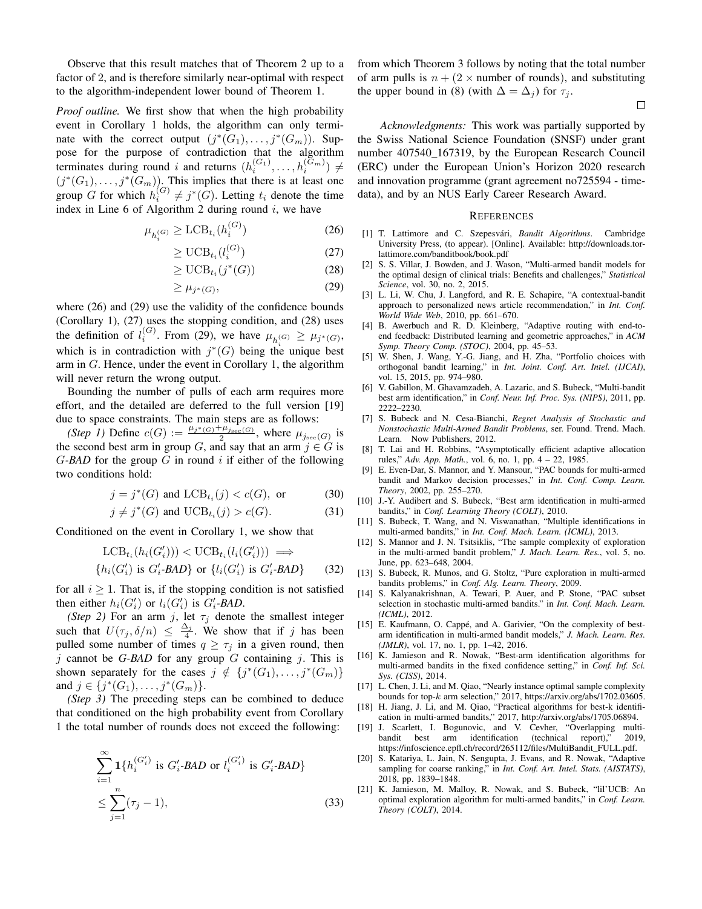Observe that this result matches that of Theorem 2 up to a factor of 2, and is therefore similarly near-optimal with respect to the algorithm-independent lower bound of Theorem 1.

*Proof outline.* We first show that when the high probability event in Corollary 1 holds, the algorithm can only terminate with the correct output $(j^*(G_1), \dots, j^*(G_m))$. Suppose for the purpose of contradiction that the algorithm terminates during round $i$ and returns $(h_i^{(G_1)}, \dots, h_i^{(G_m)}) \neq (j^*(G_1), \dots, j^*(G_m))$. This implies that there is at least one group $G$ for which $h_i^{(G)} \neq j^*(G)$. Letting $t_i$ denote the time index in Line 6 of Algorithm 2 during round $i$, we have

$$\mu_{h_i^{(G)}} \geq \mathrm{LCB}_{t_i}(h_i^{(G)}) \tag{26}$$

$$\geq \mathrm{UCB}_{t_i}(l_i^{(G)}) \tag{27}$$

$$\geq \mathrm{UCB}_{t_i}(j^*(G)) \tag{28}$$

$$\geq \mu_{j^*(G)}, \tag{29}$$

where (26) and (29) use the validity of the confidence bounds (Corollary 1), (27) uses the stopping condition, and (28) uses the definition of $l_i^{(G)}$. From (29), we have $\mu_{h_i^{(G)}} \geq \mu_{j^*(G)}$, which is in contradiction with $j^*(G)$ being the unique best arm in $G$. Hence, under the event in Corollary 1, the algorithm will never return the wrong output.

Bounding the number of pulls of each arm requires more effort, and the detailed are deferred to the full version [19] due to space constraints. The main steps are as follows:

*(Step 1)* Define $c(G) := \frac{\mu_{j^*(G)} + \mu_{j_{\mathrm{sec}}(G)}}{2}$, where $\mu_{j_{\mathrm{sec}}(G)}$ is the second best arm in group $G$, and say that an arm $j \in G$ is *G-BAD* for the group $G$ in round $i$ if either of the following two conditions hold:

$$j = j^*(G) \text{ and } \mathrm{LCB}_{t_i}(j) < c(G), \text{ or} \tag{30}$$

$$j \neq j^*(G) \text{ and } \mathrm{UCB}_{t_i}(j) > c(G). \tag{31}$$

Conditioned on the event in Corollary 1, we show that

$$\mathrm{LCB}_{t_i}(h_i(G_i'))) < \mathrm{UCB}_{t_i}(l_i(G_i'))) \implies \{h_i(G_i') \text{ is } G_i'\text{-}\textit{BAD}\} \text{ or } \{l_i(G_i') \text{ is } G_i'\text{-}\textit{BAD}\} \tag{32}$$

for all $i \geq 1$. That is, if the stopping condition is not satisfied then either $h_i(G_i')$ or $l_i(G_i')$ is $G_i'$-*BAD*.

*(Step 2)* For an arm $j$, let $\tau_j$ denote the smallest integer such that $U(\tau_j, \delta/n) \leq \frac{\Delta_j}{4}$. We show that if $j$ has been pulled some number of times $q \geq \tau_j$ in a given round, then $j$ cannot be *G-BAD* for any group $G$ containing $j$. This is shown separately for the cases $j \notin \{j^*(G_1), \dots, j^*(G_m)\}$ and $j \in \{j^*(G_1), \dots, j^*(G_m)\}$.

*(Step 3)* The preceding steps can be combined to deduce that conditioned on the high probability event from Corollary 1 the total number of rounds does not exceed the following:

$$\sum_{i=1}^{\infty} \mathbf{1}\{h_i^{(G_i')} \text{ is } G_i'\text{-}\textit{BAD} \text{ or } l_i^{(G_i')} \text{ is } G_i'\text{-}\textit{BAD}\} \leq \sum_{j=1}^{n} (\tau_j - 1), \tag{33}$$

from which Theorem 3 follows by noting that the total number of arm pulls is $n + (2 \times \text{number of rounds})$, and substituting the upper bound in (8) (with $\Delta = \Delta_j$) for $\tau_j$. □

*Acknowledgments:* This work was partially supported by the Swiss National Science Foundation (SNSF) under grant number 407540_167319, by the European Research Council (ERC) under the European Union's Horizon 2020 research and innovation programme (grant agreement no725594 - time-data), and by an NUS Early Career Research Award.

## References

[1] T. Lattimore and C. Szepesvári, *Bandit Algorithms*. Cambridge University Press, (to appear). [Online]. Available: http://downloads.tor-lattimore.com/banditbook/book.pdf

[2] S. S. Villar, J. Bowden, and J. Wason, "Multi-armed bandit models for the optimal design of clinical trials: Benefits and challenges," *Statistical Science*, vol. 30, no. 2, 2015.

[3] L. Li, W. Chu, J. Langford, and R. E. Schapire, "A contextual-bandit approach to personalized news article recommendation," in *Int. Conf. World Wide Web*, 2010, pp. 661–670.

[4] B. Awerbuch and R. D. Kleinberg, "Adaptive routing with end-to-end feedback: Distributed learning and geometric approaches," in *ACM Symp. Theory Comp. (STOC)*, 2004, pp. 45–53.

[5] W. Shen, J. Wang, Y.-G. Jiang, and H. Zha, "Portfolio choices with orthogonal bandit learning," in *Int. Joint. Conf. Art. Intel. (IJCAI)*, vol. 15, 2015, pp. 974–980.

[6] V. Gabillon, M. Ghavamzadeh, A. Lazaric, and S. Bubeck, "Multi-bandit best arm identification," in *Conf. Neur. Inf. Proc. Sys. (NIPS)*, 2011, pp. 2222–2230.

[7] S. Bubeck and N. Cesa-Bianchi, *Regret Analysis of Stochastic and Nonstochastic Multi-Armed Bandit Problems*, ser. Found. Trend. Mach. Learn. Now Publishers, 2012.

[8] T. Lai and H. Robbins, "Asymptotically efficient adaptive allocation rules," *Adv. App. Math.*, vol. 6, no. 1, pp. 4 – 22, 1985.

[9] E. Even-Dar, S. Mannor, and Y. Mansour, "PAC bounds for multi-armed bandit and Markov decision processes," in *Int. Conf. Comp. Learn. Theory*, 2002, pp. 255–270.

[10] J.-Y. Audibert and S. Bubeck, "Best arm identification in multi-armed bandits," in *Conf. Learning Theory (COLT)*, 2010.

[11] S. Bubeck, T. Wang, and N. Viswanathan, "Multiple identifications in multi-armed bandits," in *Int. Conf. Mach. Learn. (ICML)*, 2013.

[12] S. Mannor and J. N. Tsitsiklis, "The sample complexity of exploration in the multi-armed bandit problem," *J. Mach. Learn. Res.*, vol. 5, no. June, pp. 623–648, 2004.

[13] S. Bubeck, R. Munos, and G. Stoltz, "Pure exploration in multi-armed bandits problems," in *Conf. Alg. Learn. Theory*, 2009.

[14] S. Kalyanakrishnan, A. Tewari, P. Auer, and P. Stone, "PAC subset selection in stochastic multi-armed bandits." in *Int. Conf. Mach. Learn. (ICML)*, 2012.

[15] E. Kaufmann, O. Cappé, and A. Garivier, "On the complexity of best-arm identification in multi-armed bandit models," *J. Mach. Learn. Res. (JMLR)*, vol. 17, no. 1, pp. 1–42, 2016.

[16] K. Jamieson and R. Nowak, "Best-arm identification algorithms for multi-armed bandits in the fixed confidence setting," in *Conf. Inf. Sci. Sys. (CISS)*, 2014.

[17] L. Chen, J. Li, and M. Qiao, "Nearly instance optimal sample complexity bounds for top-k arm selection," 2017, https://arxiv.org/abs/1702.03605.

[18] H. Jiang, J. Li, and M. Qiao, "Practical algorithms for best-k identification in multi-armed bandits," 2017, http://arxiv.org/abs/1705.06894.

[19] J. Scarlett, I. Bogunovic, and V. Cevher, "Overlapping multi-bandit best arm identification (technical report)," 2019, https://infoscience.epfl.ch/record/265112/files/MultiBandit_FULL.pdf.

[20] S. Katariya, L. Jain, N. Sengupta, J. Evans, and R. Nowak, "Adaptive sampling for coarse ranking," in *Int. Conf. Art. Intel. Stats. (AISTATS)*, 2018, pp. 1839–1848.

[21] K. Jamieson, M. Malloy, R. Nowak, and S. Bubeck, "lil'UCB: An optimal exploration algorithm for multi-armed bandits," in *Conf. Learn. Theory (COLT)*, 2014.